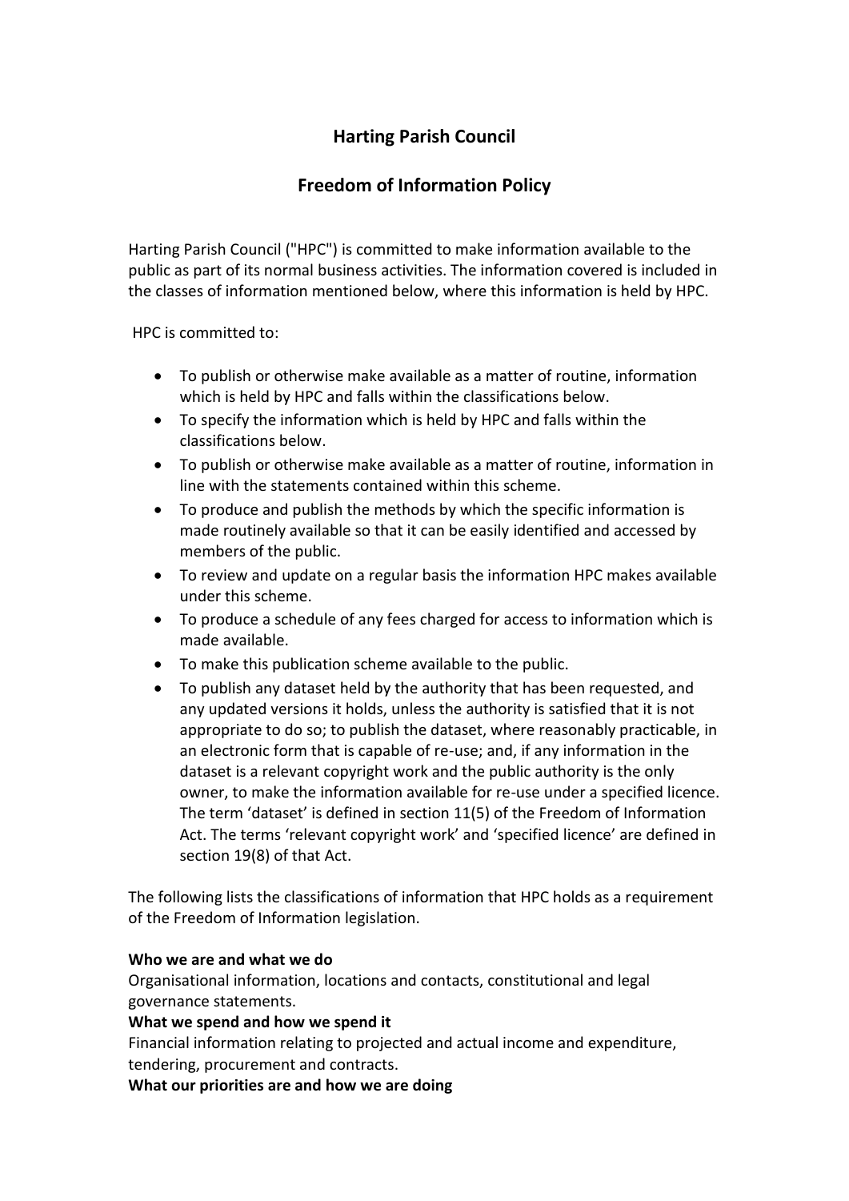# Harting Parish Council

## Freedom of Information Policy

Harting Parish Council ("HPC") is committed to make information available to the public as part of its normal business activities. The information covered is included in the classes of information mentioned below, where this information is held by HPC.

HPC is committed to:

- To publish or otherwise make available as a matter of routine, information which is held by HPC and falls within the classifications below.
- To specify the information which is held by HPC and falls within the classifications below.
- To publish or otherwise make available as a matter of routine, information in line with the statements contained within this scheme.
- To produce and publish the methods by which the specific information is made routinely available so that it can be easily identified and accessed by members of the public.
- To review and update on a regular basis the information HPC makes available under this scheme.
- To produce a schedule of any fees charged for access to information which is made available.
- To make this publication scheme available to the public.
- To publish any dataset held by the authority that has been requested, and any updated versions it holds, unless the authority is satisfied that it is not appropriate to do so; to publish the dataset, where reasonably practicable, in an electronic form that is capable of re-use; and, if any information in the dataset is a relevant copyright work and the public authority is the only owner, to make the information available for re-use under a specified licence. The term 'dataset' is defined in section 11(5) of the Freedom of Information Act. The terms 'relevant copyright work' and 'specified licence' are defined in section 19(8) of that Act.

The following lists the classifications of information that HPC holds as a requirement of the Freedom of Information legislation.

**Who we are and what we do**
Organisational information, locations and contacts, constitutional and legal governance statements.

**What we spend and how we spend it**
Financial information relating to projected and actual income and expenditure, tendering, procurement and contracts.

**What our priorities are and how we are doing**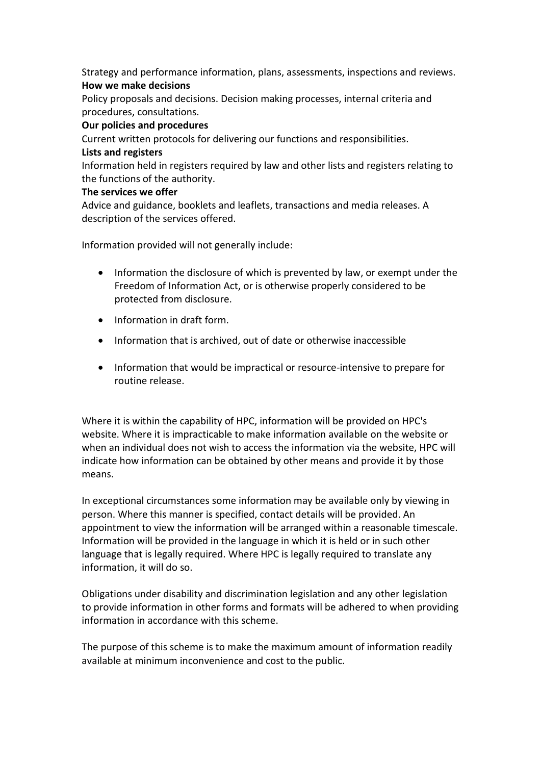Strategy and performance information, plans, assessments, inspections and reviews.

**How we make decisions**

Policy proposals and decisions. Decision making processes, internal criteria and procedures, consultations.

**Our policies and procedures**

Current written protocols for delivering our functions and responsibilities.

**Lists and registers**

Information held in registers required by law and other lists and registers relating to the functions of the authority.

**The services we offer**

Advice and guidance, booklets and leaflets, transactions and media releases. A description of the services offered.

Information provided will not generally include:

- Information the disclosure of which is prevented by law, or exempt under the Freedom of Information Act, or is otherwise properly considered to be protected from disclosure.
- Information in draft form.
- Information that is archived, out of date or otherwise inaccessible
- Information that would be impractical or resource-intensive to prepare for routine release.

Where it is within the capability of HPC, information will be provided on HPC's website. Where it is impracticable to make information available on the website or when an individual does not wish to access the information via the website, HPC will indicate how information can be obtained by other means and provide it by those means.

In exceptional circumstances some information may be available only by viewing in person. Where this manner is specified, contact details will be provided. An appointment to view the information will be arranged within a reasonable timescale. Information will be provided in the language in which it is held or in such other language that is legally required. Where HPC is legally required to translate any information, it will do so.

Obligations under disability and discrimination legislation and any other legislation to provide information in other forms and formats will be adhered to when providing information in accordance with this scheme.

The purpose of this scheme is to make the maximum amount of information readily available at minimum inconvenience and cost to the public.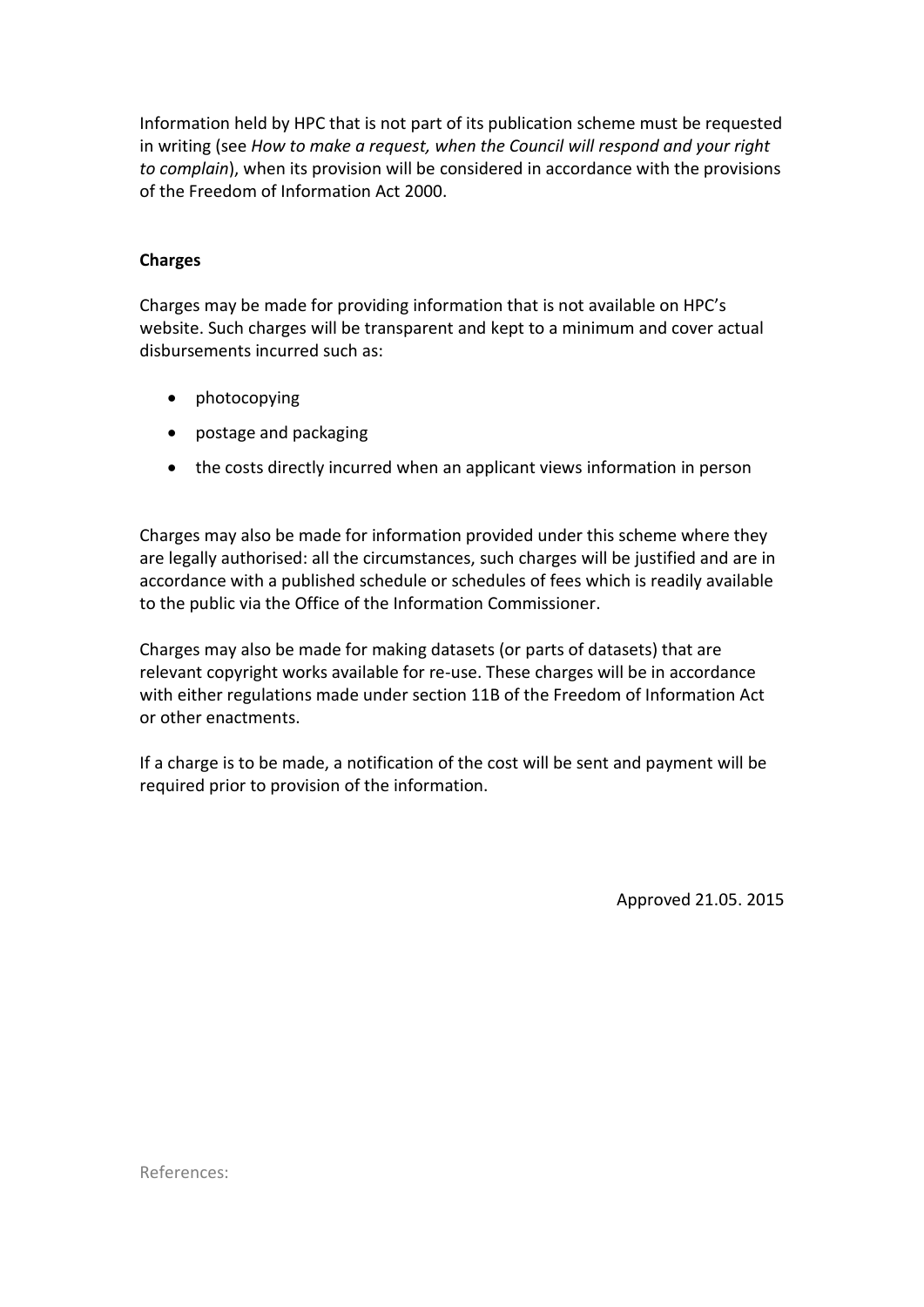Information held by HPC that is not part of its publication scheme must be requested in writing (see *How to make a request, when the Council will respond and your right to complain*), when its provision will be considered in accordance with the provisions of the Freedom of Information Act 2000.

**Charges**

Charges may be made for providing information that is not available on HPC's website. Such charges will be transparent and kept to a minimum and cover actual disbursements incurred such as:

- photocopying
- postage and packaging
- the costs directly incurred when an applicant views information in person

Charges may also be made for information provided under this scheme where they are legally authorised: all the circumstances, such charges will be justified and are in accordance with a published schedule or schedules of fees which is readily available to the public via the Office of the Information Commissioner.

Charges may also be made for making datasets (or parts of datasets) that are relevant copyright works available for re-use. These charges will be in accordance with either regulations made under section 11B of the Freedom of Information Act or other enactments.

If a charge is to be made, a notification of the cost will be sent and payment will be required prior to provision of the information.

Approved 21.05. 2015

References: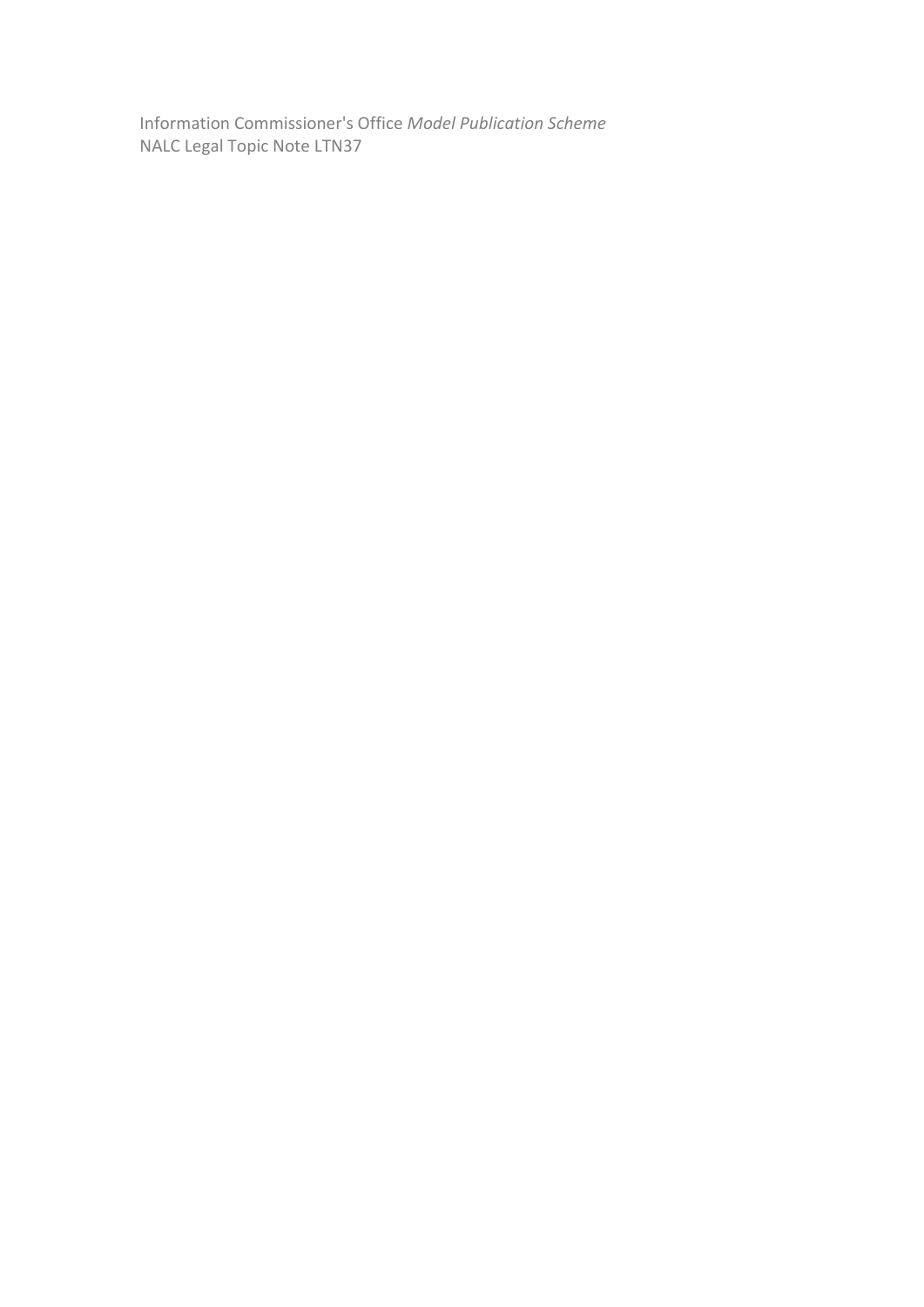Information Commissioner's Office *Model Publication Scheme*
NALC Legal Topic Note LTN37